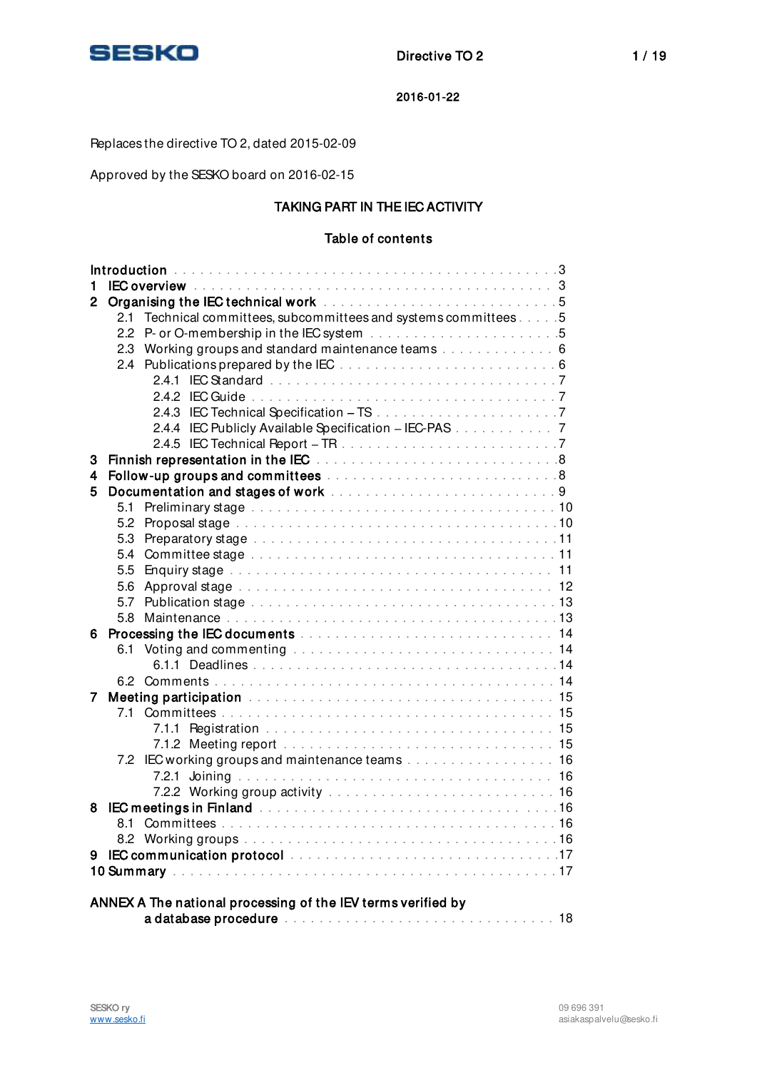**SESKO**

**Directive TO 2**

**2016-01-22**

Replaces the directive TO 2, dated 2015-02-09

Approved by the SESKO board on 2016-02-15

# TAKING PART IN THE IEC ACTIVITY

## Table of contents

**Introduction** . . . . . . . . . . . . . . . . . . . . . . . . . . . . . . . . . . . . . . . . . . 3
**1 IEC overview** . . . . . . . . . . . . . . . . . . . . . . . . . . . . . . . . . . . . . . . . 3
**2 Organising the IEC technical work** . . . . . . . . . . . . . . . . . . . . . . . . . . 5
  2.1 Technical committees, subcommittees and systems committees . . . . . 5
  2.2 P- or O-membership in the IEC system . . . . . . . . . . . . . . . . . . . . . . 5
  2.3 Working groups and standard maintenance teams . . . . . . . . . . . . . . 6
  2.4 Publications prepared by the IEC . . . . . . . . . . . . . . . . . . . . . . . . . . 6
    2.4.1 IEC Standard . . . . . . . . . . . . . . . . . . . . . . . . . . . . . . . . . . . . 7
    2.4.2 IEC Guide . . . . . . . . . . . . . . . . . . . . . . . . . . . . . . . . . . . . . . 7
    2.4.3 IEC Technical Specification – TS . . . . . . . . . . . . . . . . . . . . . . . 7
    2.4.4 IEC Publicly Available Specification – IEC-PAS . . . . . . . . . . . . 7
    2.4.5 IEC Technical Report – TR . . . . . . . . . . . . . . . . . . . . . . . . . . 7
**3 Finnish representation in the IEC** . . . . . . . . . . . . . . . . . . . . . . . . . . . 8
**4 Follow-up groups and committees** . . . . . . . . . . . . . . . . . . . . . . . . . . 8
**5 Documentation and stages of work** . . . . . . . . . . . . . . . . . . . . . . . . . 9
  5.1 Preliminary stage . . . . . . . . . . . . . . . . . . . . . . . . . . . . . . . . . . . . 10
  5.2 Proposal stage . . . . . . . . . . . . . . . . . . . . . . . . . . . . . . . . . . . . . 10
  5.3 Preparatory stage . . . . . . . . . . . . . . . . . . . . . . . . . . . . . . . . . . . 11
  5.4 Committee stage . . . . . . . . . . . . . . . . . . . . . . . . . . . . . . . . . . . . 11
  5.5 Enquiry stage . . . . . . . . . . . . . . . . . . . . . . . . . . . . . . . . . . . . . . 11
  5.6 Approval stage . . . . . . . . . . . . . . . . . . . . . . . . . . . . . . . . . . . . . 12
  5.7 Publication stage . . . . . . . . . . . . . . . . . . . . . . . . . . . . . . . . . . . . 13
  5.8 Maintenance . . . . . . . . . . . . . . . . . . . . . . . . . . . . . . . . . . . . . . . 13
**6 Processing the IEC documents** . . . . . . . . . . . . . . . . . . . . . . . . . . . . 14
  6.1 Voting and commenting . . . . . . . . . . . . . . . . . . . . . . . . . . . . . . . 14
    6.1.1 Deadlines . . . . . . . . . . . . . . . . . . . . . . . . . . . . . . . . . . . . . . 14
  6.2 Comments . . . . . . . . . . . . . . . . . . . . . . . . . . . . . . . . . . . . . . . . 14
**7 Meeting participation** . . . . . . . . . . . . . . . . . . . . . . . . . . . . . . . . . . 15
  7.1 Committees . . . . . . . . . . . . . . . . . . . . . . . . . . . . . . . . . . . . . . . 15
    7.1.1 Registration . . . . . . . . . . . . . . . . . . . . . . . . . . . . . . . . . . . . 15
    7.1.2 Meeting report . . . . . . . . . . . . . . . . . . . . . . . . . . . . . . . . . . 15
  7.2 IEC working groups and maintenance teams . . . . . . . . . . . . . . . . . 16
    7.2.1 Joining . . . . . . . . . . . . . . . . . . . . . . . . . . . . . . . . . . . . . . . 16
    7.2.2 Working group activity . . . . . . . . . . . . . . . . . . . . . . . . . . . . . 16
**8 IEC meetings in Finland** . . . . . . . . . . . . . . . . . . . . . . . . . . . . . . . . . 16
  8.1 Committees . . . . . . . . . . . . . . . . . . . . . . . . . . . . . . . . . . . . . . . 16
  8.2 Working groups . . . . . . . . . . . . . . . . . . . . . . . . . . . . . . . . . . . . 16
**9 IEC communication protocol** . . . . . . . . . . . . . . . . . . . . . . . . . . . . . 17
**10 Summary** . . . . . . . . . . . . . . . . . . . . . . . . . . . . . . . . . . . . . . . . . . 17

**ANNEX A The national processing of the IEV terms verified by a database procedure** . . . . . . . . . . . . . . . . . . . . . . . . . . . . . . . . . . . . . . . . . 18

SESKO ry
www.sesko.fi

09 696 391
asiakaspalvelu@sesko.fi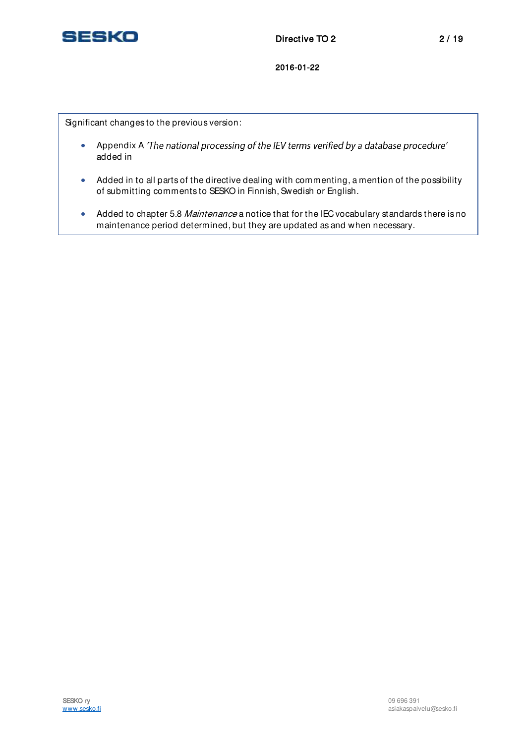Significant changes to the previous version:

- Appendix A *'The national processing of the IEV terms verified by a database procedure'* added in
- Added in to all parts of the directive dealing with commenting, a mention of the possibility of submitting comments to SESKO in Finnish, Swedish or English.
- Added to chapter 5.8 *Maintenance* a notice that for the IEC vocabulary standards there is no maintenance period determined, but they are updated as and when necessary.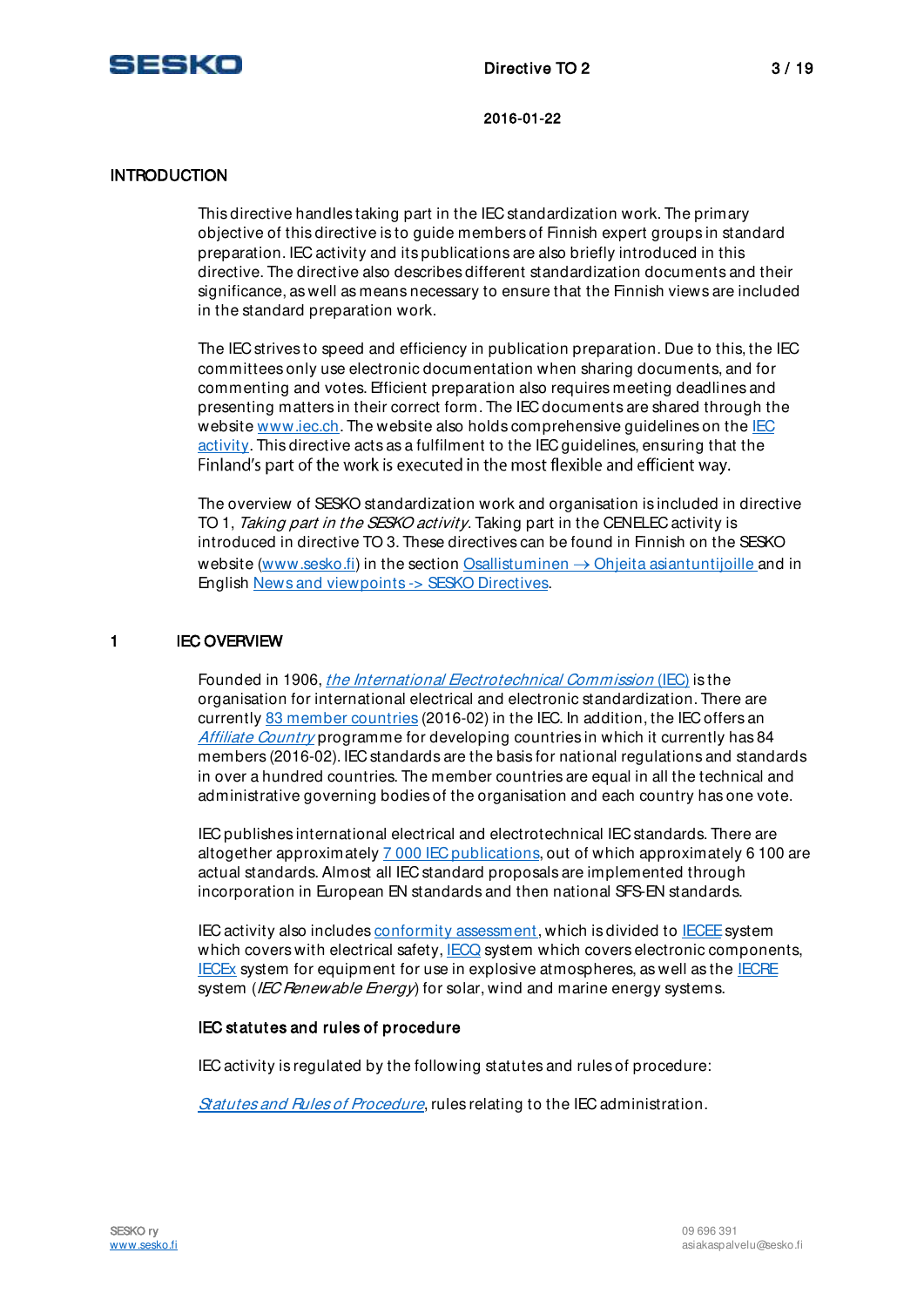## INTRODUCTION

This directive handles taking part in the IEC standardization work. The primary objective of this directive is to guide members of Finnish expert groups in standard preparation. IEC activity and its publications are also briefly introduced in this directive. The directive also describes different standardization documents and their significance, as well as means necessary to ensure that the Finnish views are included in the standard preparation work.

The IEC strives to speed and efficiency in publication preparation. Due to this, the IEC committees only use electronic documentation when sharing documents, and for commenting and votes. Efficient preparation also requires meeting deadlines and presenting matters in their correct form. The IEC documents are shared through the website www.iec.ch. The website also holds comprehensive guidelines on the IEC activity. This directive acts as a fulfilment to the IEC guidelines, ensuring that the Finland's part of the work is executed in the most flexible and efficient way.

The overview of SESKO standardization work and organisation is included in directive TO 1, *Taking part in the SESKO activity*. Taking part in the CENELEC activity is introduced in directive TO 3. These directives can be found in Finnish on the SESKO website (www.sesko.fi) in the section Osallistuminen → Ohjeita asiantuntijoille and in English News and viewpoints -> SESKO Directives.

## 1 IEC OVERVIEW

Founded in 1906, *the International Electrotechnical Commission* (IEC) is the organisation for international electrical and electronic standardization. There are currently 83 member countries (2016-02) in the IEC. In addition, the IEC offers an *Affiliate Country* programme for developing countries in which it currently has 84 members (2016-02). IEC standards are the basis for national regulations and standards in over a hundred countries. The member countries are equal in all the technical and administrative governing bodies of the organisation and each country has one vote.

IEC publishes international electrical and electrotechnical IEC standards. There are altogether approximately 7 000 IEC publications, out of which approximately 6 100 are actual standards. Almost all IEC standard proposals are implemented through incorporation in European EN standards and then national SFS-EN standards.

IEC activity also includes conformity assessment, which is divided to IECEE system which covers with electrical safety, IECQ system which covers electronic components, IECEx system for equipment for use in explosive atmospheres, as well as the IECRE system (*IEC Renewable Energy*) for solar, wind and marine energy systems.

### IEC statutes and rules of procedure

IEC activity is regulated by the following statutes and rules of procedure:

*Statutes and Rules of Procedure*, rules relating to the IEC administration.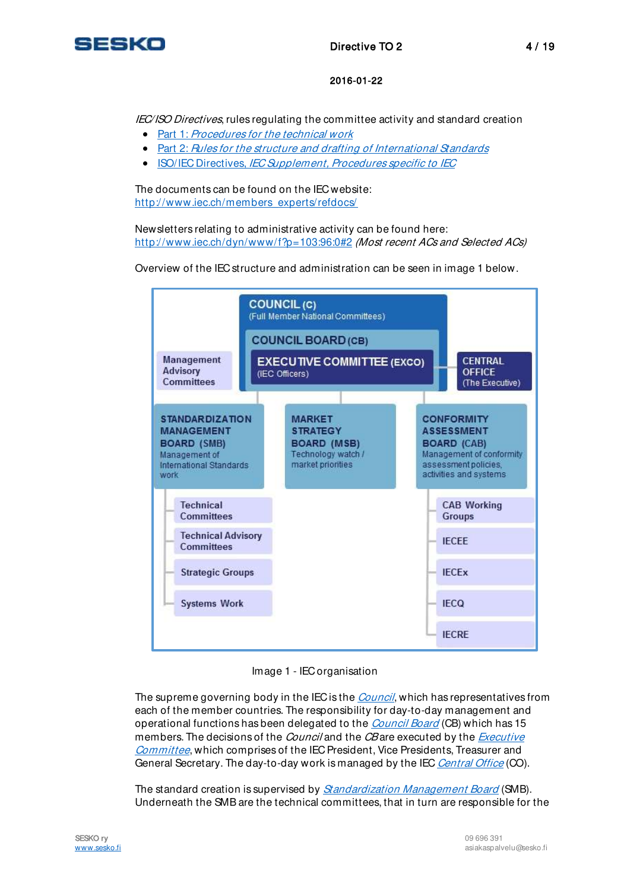*IEC/ISO Directives*, rules regulating the committee activity and standard creation

- Part 1: *Procedures for the technical work*
- Part 2: *Rules for the structure and drafting of International Standards*
- ISO/IEC Directives, *IEC Supplement, Procedures specific to IEC*

The documents can be found on the IEC website:
http://www.iec.ch/members_experts/refdocs/

Newsletters relating to administrative activity can be found here:
http://www.iec.ch/dyn/www/f?p=103:96:0#2 *(Most recent ACs and Selected ACs)*

Overview of the IEC structure and administration can be seen in image 1 below.

COUNCIL (C)
(Full Member National Committees)

COUNCIL BOARD (CB)

EXECUTIVE COMMITTEE (EXCO)
(IEC Officers)

Management Advisory Committees

CENTRAL OFFICE
(The Executive)

STANDARDIZATION MANAGEMENT BOARD (SMB)
Management of International Standards work

- Technical Committees
- Technical Advisory Committees
- Strategic Groups
- Systems Work

MARKET STRATEGY BOARD (MSB)
Technology watch / market priorities

CONFORMITY ASSESSMENT BOARD (CAB)
Management of conformity assessment policies, activities and systems

- CAB Working Groups
- IECEE
- IECEx
- IECQ
- IECRE

Image 1 - IEC organisation

The supreme governing body in the IEC is the *Council*, which has representatives from each of the member countries. The responsibility for day-to-day management and operational functions has been delegated to the *Council Board* (CB) which has 15 members. The decisions of the *Council* and the *CB* are executed by the *Executive Committee*, which comprises of the IEC President, Vice Presidents, Treasurer and General Secretary. The day-to-day work is managed by the IEC *Central Office* (CO).

The standard creation is supervised by *Standardization Management Board* (SMB). Underneath the SMB are the technical committees, that in turn are responsible for the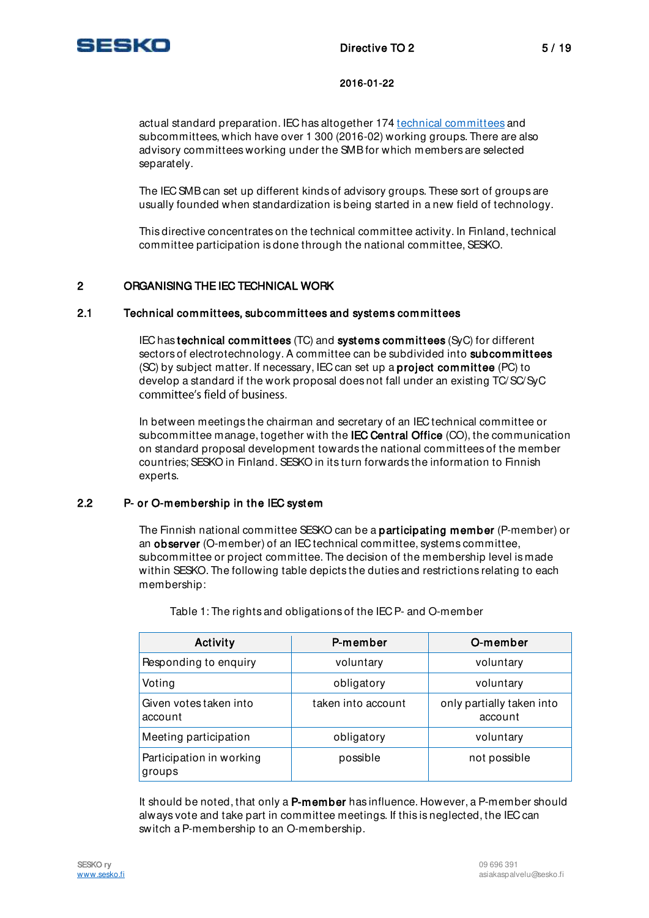actual standard preparation. IEC has altogether 174 technical committees and subcommittees, which have over 1 300 (2016-02) working groups. There are also advisory committees working under the SMB for which members are selected separately.

The IEC SMB can set up different kinds of advisory groups. These sort of groups are usually founded when standardization is being started in a new field of technology.

This directive concentrates on the technical committee activity. In Finland, technical committee participation is done through the national committee, SESKO.

# 2 ORGANISING THE IEC TECHNICAL WORK

## 2.1 Technical committees, subcommittees and systems committees

IEC has **technical committees** (TC) and **systems committees** (SyC) for different sectors of electrotechnology. A committee can be subdivided into **subcommittees** (SC) by subject matter. If necessary, IEC can set up a **project committee** (PC) to develop a standard if the work proposal does not fall under an existing TC/SC/SyC committee's field of business.

In between meetings the chairman and secretary of an IEC technical committee or subcommittee manage, together with the **IEC Central Office** (CO), the communication on standard proposal development towards the national committees of the member countries; SESKO in Finland. SESKO in its turn forwards the information to Finnish experts.

## 2.2 P- or O-membership in the IEC system

The Finnish national committee SESKO can be a **participating member** (P-member) or an **observer** (O-member) of an IEC technical committee, systems committee, subcommittee or project committee. The decision of the membership level is made within SESKO. The following table depicts the duties and restrictions relating to each membership:

Table 1: The rights and obligations of the IEC P- and O-member

| Activity | P-member | O-member |
|---|---|---|
| Responding to enquiry | voluntary | voluntary |
| Voting | obligatory | voluntary |
| Given votes taken into account | taken into account | only partially taken into account |
| Meeting participation | obligatory | voluntary |
| Participation in working groups | possible | not possible |

It should be noted, that only a **P-member** has influence. However, a P-member should always vote and take part in committee meetings. If this is neglected, the IEC can switch a P-membership to an O-membership.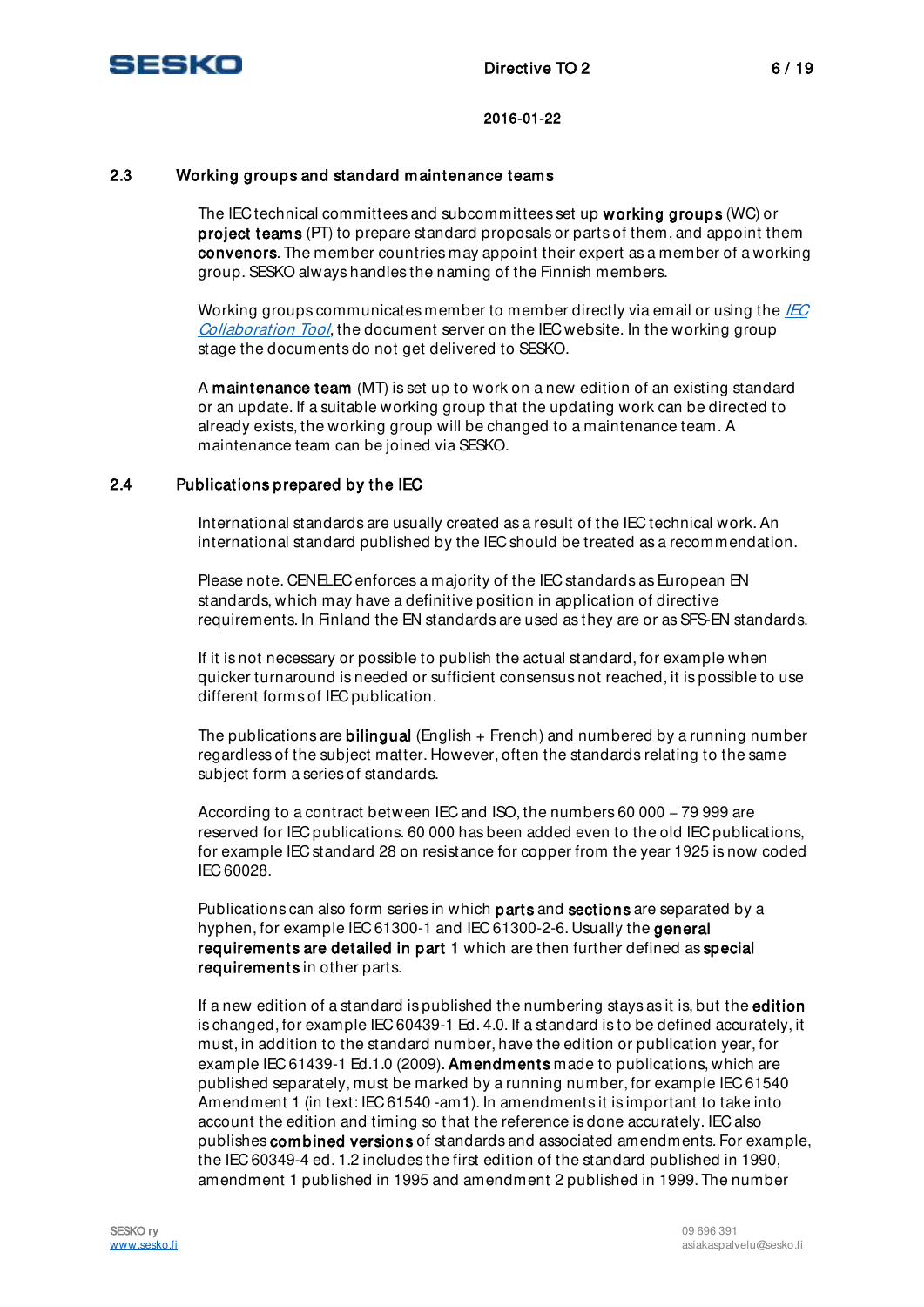## 2.3 Working groups and standard maintenance teams

The IEC technical committees and subcommittees set up **working groups** (WC) or **project teams** (PT) to prepare standard proposals or parts of them, and appoint them **convenors**. The member countries may appoint their expert as a member of a working group. SESKO always handles the naming of the Finnish members.

Working groups communicates member to member directly via email or using the *IEC Collaboration Tool*, the document server on the IEC website. In the working group stage the documents do not get delivered to SESKO.

A **maintenance team** (MT) is set up to work on a new edition of an existing standard or an update. If a suitable working group that the updating work can be directed to already exists, the working group will be changed to a maintenance team. A maintenance team can be joined via SESKO.

## 2.4 Publications prepared by the IEC

International standards are usually created as a result of the IEC technical work. An international standard published by the IEC should be treated as a recommendation.

Please note. CENELEC enforces a majority of the IEC standards as European EN standards, which may have a definitive position in application of directive requirements. In Finland the EN standards are used as they are or as SFS-EN standards.

If it is not necessary or possible to publish the actual standard, for example when quicker turnaround is needed or sufficient consensus not reached, it is possible to use different forms of IEC publication.

The publications are **bilingual** (English + French) and numbered by a running number regardless of the subject matter. However, often the standards relating to the same subject form a series of standards.

According to a contract between IEC and ISO, the numbers 60 000 – 79 999 are reserved for IEC publications. 60 000 has been added even to the old IEC publications, for example IEC standard 28 on resistance for copper from the year 1925 is now coded IEC 60028.

Publications can also form series in which **parts** and **sections** are separated by a hyphen, for example IEC 61300-1 and IEC 61300-2-6. Usually the **general requirements are detailed in part 1** which are then further defined as **special requirements** in other parts.

If a new edition of a standard is published the numbering stays as it is, but the **edition** is changed, for example IEC 60439-1 Ed. 4.0. If a standard is to be defined accurately, it must, in addition to the standard number, have the edition or publication year, for example IEC 61439-1 Ed.1.0 (2009). **Amendments** made to publications, which are published separately, must be marked by a running number, for example IEC 61540 Amendment 1 (in text: IEC 61540 -am1). In amendments it is important to take into account the edition and timing so that the reference is done accurately. IEC also publishes **combined versions** of standards and associated amendments. For example, the IEC 60349-4 ed. 1.2 includes the first edition of the standard published in 1990, amendment 1 published in 1995 and amendment 2 published in 1999. The number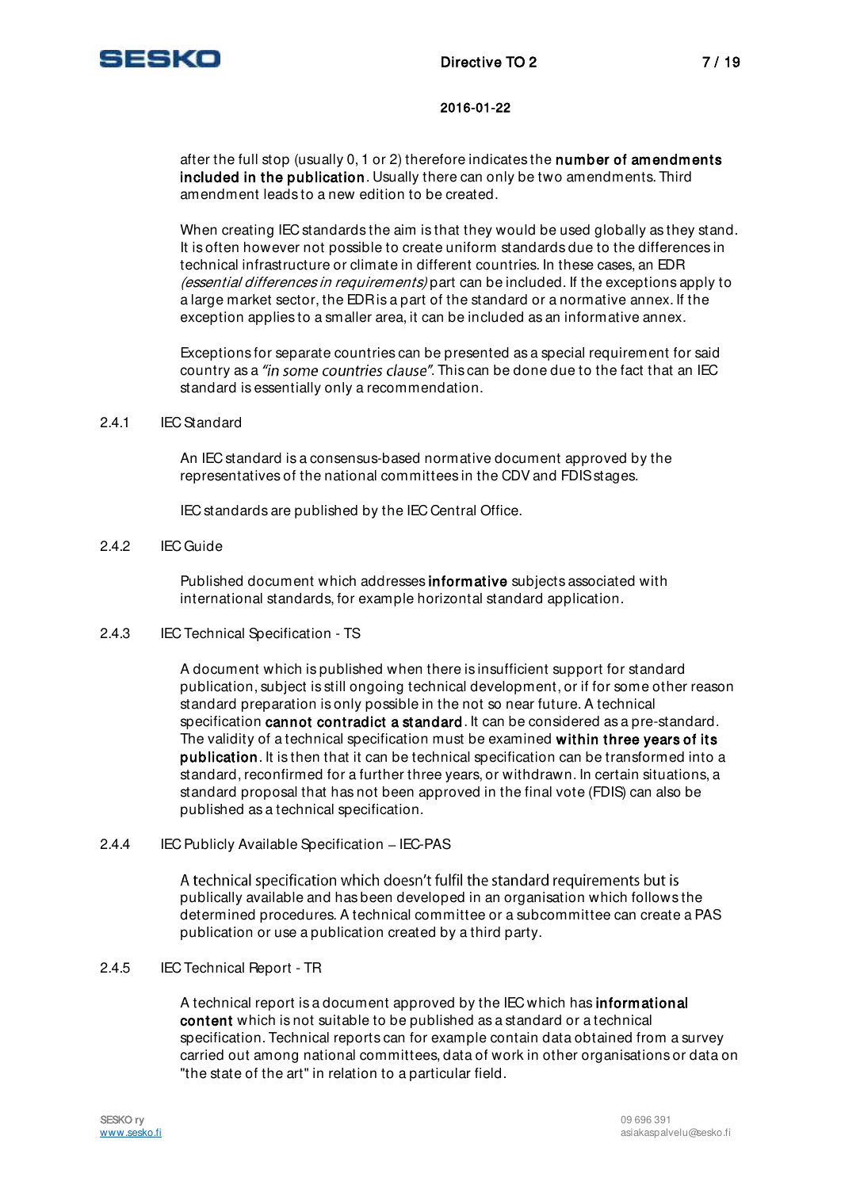after the full stop (usually 0, 1 or 2) therefore indicates the **number of amendments included in the publication**. Usually there can only be two amendments. Third amendment leads to a new edition to be created.

When creating IEC standards the aim is that they would be used globally as they stand. It is often however not possible to create uniform standards due to the differences in technical infrastructure or climate in different countries. In these cases, an EDR *(essential differences in requirements)* part can be included. If the exceptions apply to a large market sector, the EDR is a part of the standard or a normative annex. If the exception applies to a smaller area, it can be included as an informative annex.

Exceptions for separate countries can be presented as a special requirement for said country as a *"in some countries clause"*. This can be done due to the fact that an IEC standard is essentially only a recommendation.

### 2.4.1 IEC Standard

An IEC standard is a consensus-based normative document approved by the representatives of the national committees in the CDV and FDIS stages.

IEC standards are published by the IEC Central Office.

### 2.4.2 IEC Guide

Published document which addresses **informative** subjects associated with international standards, for example horizontal standard application.

### 2.4.3 IEC Technical Specification - TS

A document which is published when there is insufficient support for standard publication, subject is still ongoing technical development, or if for some other reason standard preparation is only possible in the not so near future. A technical specification **cannot contradict a standard**. It can be considered as a pre-standard. The validity of a technical specification must be examined **within three years of its publication**. It is then that it can be technical specification can be transformed into a standard, reconfirmed for a further three years, or withdrawn. In certain situations, a standard proposal that has not been approved in the final vote (FDIS) can also be published as a technical specification.

### 2.4.4 IEC Publicly Available Specification – IEC-PAS

A technical specification which doesn't fulfil the standard requirements but is publically available and has been developed in an organisation which follows the determined procedures. A technical committee or a subcommittee can create a PAS publication or use a publication created by a third party.

### 2.4.5 IEC Technical Report - TR

A technical report is a document approved by the IEC which has **informational content** which is not suitable to be published as a standard or a technical specification. Technical reports can for example contain data obtained from a survey carried out among national committees, data of work in other organisations or data on "the state of the art" in relation to a particular field.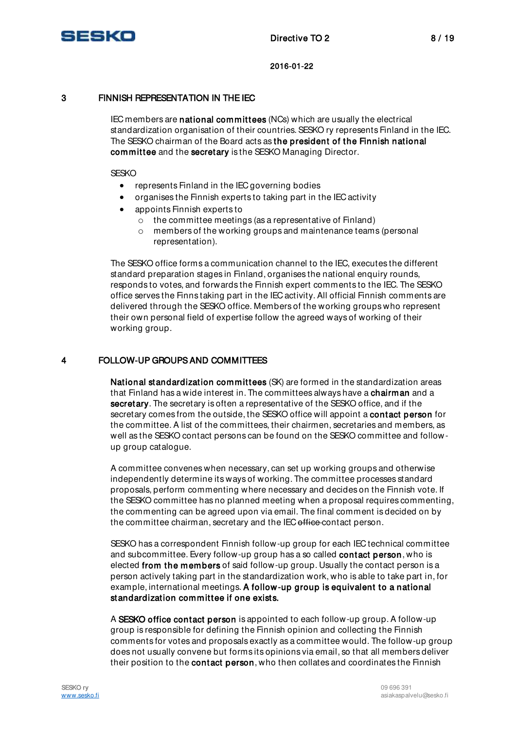## 3 FINNISH REPRESENTATION IN THE IEC

IEC members are **national committees** (NCs) which are usually the electrical standardization organisation of their countries. SESKO ry represents Finland in the IEC. The SESKO chairman of the Board acts as **the president of the Finnish national committee** and the **secretary** is the SESKO Managing Director.

SESKO

- represents Finland in the IEC governing bodies
- organises the Finnish experts to taking part in the IEC activity
- appoints Finnish experts to
  - the committee meetings (as a representative of Finland)
  - members of the working groups and maintenance teams (personal representation).

The SESKO office forms a communication channel to the IEC, executes the different standard preparation stages in Finland, organises the national enquiry rounds, responds to votes, and forwards the Finnish expert comments to the IEC. The SESKO office serves the Finns taking part in the IEC activity. All official Finnish comments are delivered through the SESKO office. Members of the working groups who represent their own personal field of expertise follow the agreed ways of working of their working group.

## 4 FOLLOW-UP GROUPS AND COMMITTEES

**National standardization committees** (SK) are formed in the standardization areas that Finland has a wide interest in. The committees always have a **chairman** and a **secretary**. The secretary is often a representative of the SESKO office, and if the secretary comes from the outside, the SESKO office will appoint a **contact person** for the committee. A list of the committees, their chairmen, secretaries and members, as well as the SESKO contact persons can be found on the SESKO committee and follow-up group catalogue.

A committee convenes when necessary, can set up working groups and otherwise independently determine its ways of working. The committee processes standard proposals, perform commenting where necessary and decides on the Finnish vote. If the SESKO committee has no planned meeting when a proposal requires commenting, the commenting can be agreed upon via email. The final comment is decided on by the committee chairman, secretary and the IEC ~~office~~ contact person.

SESKO has a correspondent Finnish follow-up group for each IEC technical committee and subcommittee. Every follow-up group has a so called **contact person**, who is elected **from the members** of said follow-up group. Usually the contact person is a person actively taking part in the standardization work, who is able to take part in, for example, international meetings. **A follow-up group is equivalent to a national standardization committee if one exists.**

A **SESKO office contact person** is appointed to each follow-up group. A follow-up group is responsible for defining the Finnish opinion and collecting the Finnish comments for votes and proposals exactly as a committee would. The follow-up group does not usually convene but forms its opinions via email, so that all members deliver their position to the **contact person**, who then collates and coordinates the Finnish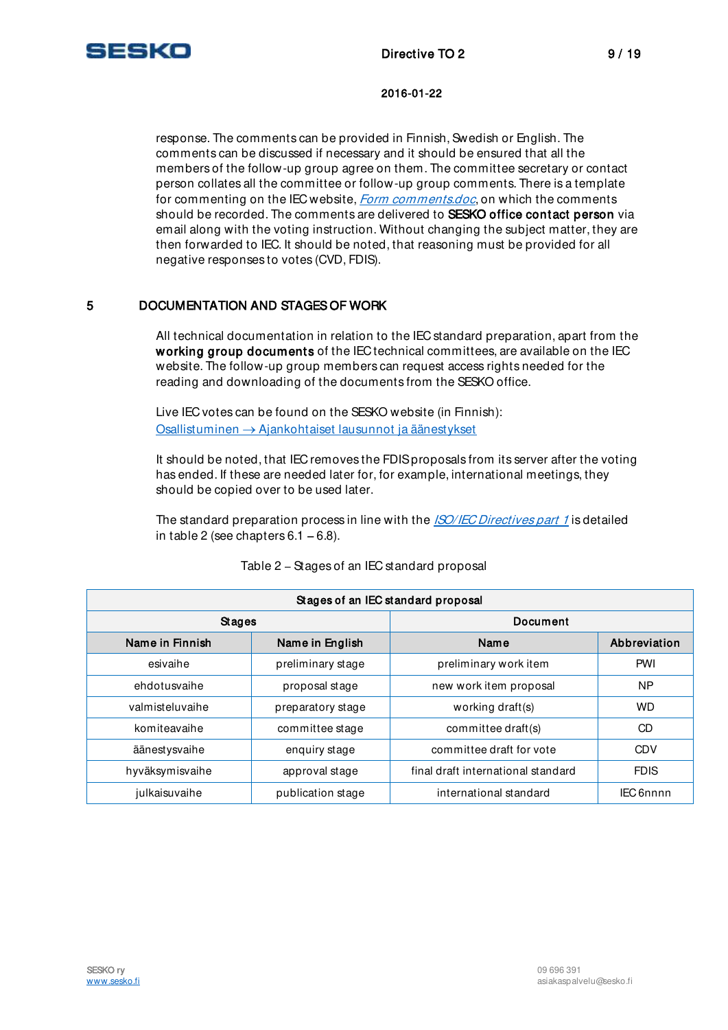response. The comments can be provided in Finnish, Swedish or English. The comments can be discussed if necessary and it should be ensured that all the members of the follow-up group agree on them. The committee secretary or contact person collates all the committee or follow-up group comments. There is a template for commenting on the IEC website, *Form comments.doc*, on which the comments should be recorded. The comments are delivered to **SESKO office contact person** via email along with the voting instruction. Without changing the subject matter, they are then forwarded to IEC. It should be noted, that reasoning must be provided for all negative responses to votes (CVD, FDIS).

# 5 DOCUMENTATION AND STAGES OF WORK

All technical documentation in relation to the IEC standard preparation, apart from the **working group documents** of the IEC technical committees, are available on the IEC website. The follow-up group members can request access rights needed for the reading and downloading of the documents from the SESKO office.

Live IEC votes can be found on the SESKO website (in Finnish):
Osallistuminen → Ajankohtaiset lausunnot ja äänestykset

It should be noted, that IEC removes the FDIS proposals from its server after the voting has ended. If these are needed later for, for example, international meetings, they should be copied over to be used later.

The standard preparation process in line with the *ISO/IEC Directives part 1* is detailed in table 2 (see chapters 6.1 – 6.8).

Table 2 – Stages of an IEC standard proposal

| Stages of an IEC standard proposal | | | |
|---|---|---|---|
| Stages | | Document | |
| Name in Finnish | Name in English | Name | Abbreviation |
| esivaihe | preliminary stage | preliminary work item | PWI |
| ehdotusvaihe | proposal stage | new work item proposal | NP |
| valmisteluvaihe | preparatory stage | working draft(s) | WD |
| komiteavaihe | committee stage | committee draft(s) | CD |
| äänestysvaihe | enquiry stage | committee draft for vote | CDV |
| hyväksymisvaihe | approval stage | final draft international standard | FDIS |
| julkaisuvaihe | publication stage | international standard | IEC 6nnnn |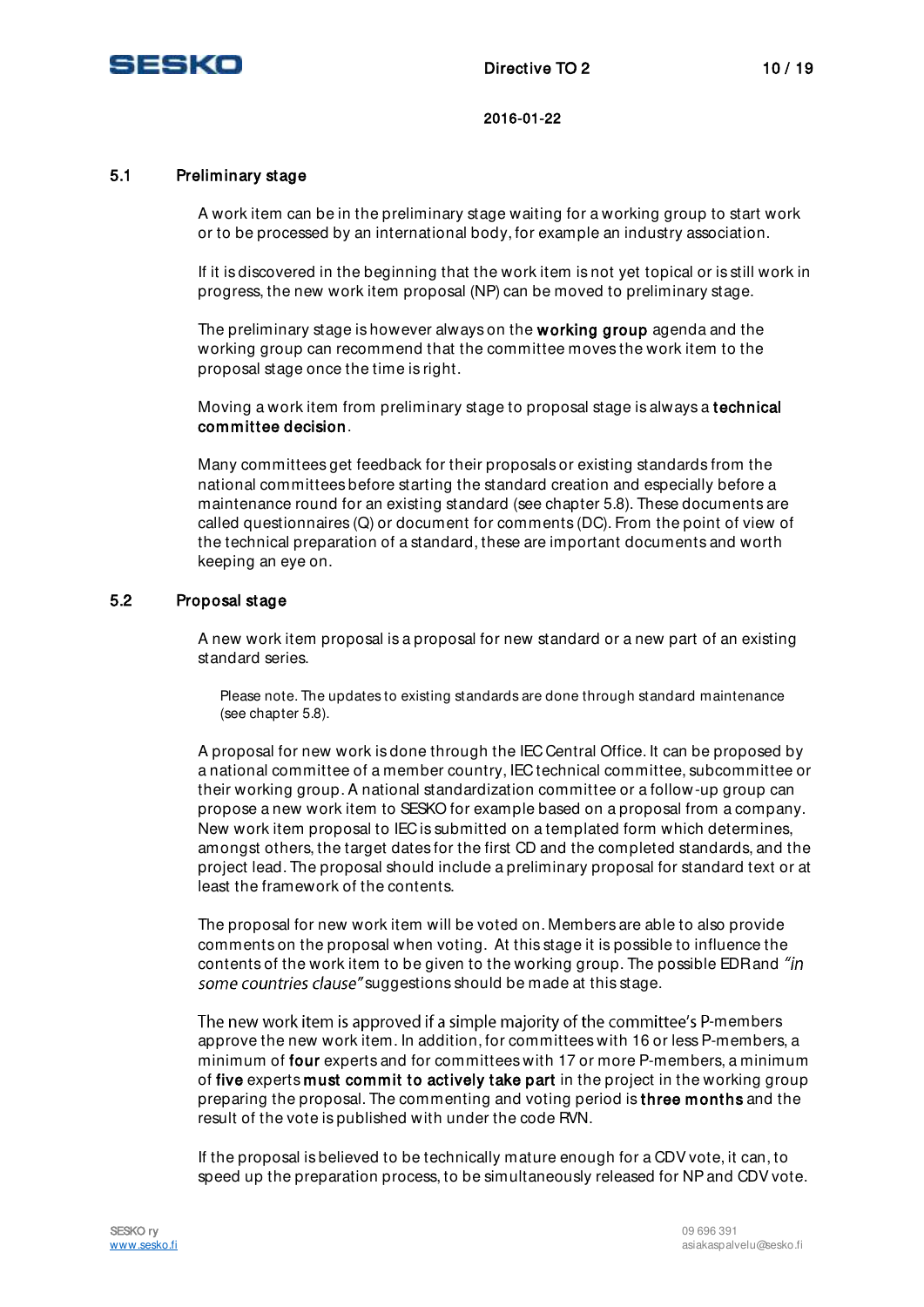### 5.1 Preliminary stage

A work item can be in the preliminary stage waiting for a working group to start work or to be processed by an international body, for example an industry association.

If it is discovered in the beginning that the work item is not yet topical or is still work in progress, the new work item proposal (NP) can be moved to preliminary stage.

The preliminary stage is however always on the **working group** agenda and the working group can recommend that the committee moves the work item to the proposal stage once the time is right.

Moving a work item from preliminary stage to proposal stage is always a **technical committee decision**.

Many committees get feedback for their proposals or existing standards from the national committees before starting the standard creation and especially before a maintenance round for an existing standard (see chapter 5.8). These documents are called questionnaires (Q) or document for comments (DC). From the point of view of the technical preparation of a standard, these are important documents and worth keeping an eye on.

### 5.2 Proposal stage

A new work item proposal is a proposal for new standard or a new part of an existing standard series.

> Please note. The updates to existing standards are done through standard maintenance (see chapter 5.8).

A proposal for new work is done through the IEC Central Office. It can be proposed by a national committee of a member country, IEC technical committee, subcommittee or their working group. A national standardization committee or a follow-up group can propose a new work item to SESKO for example based on a proposal from a company. New work item proposal to IEC is submitted on a templated form which determines, amongst others, the target dates for the first CD and the completed standards, and the project lead. The proposal should include a preliminary proposal for standard text or at least the framework of the contents.

The proposal for new work item will be voted on. Members are able to also provide comments on the proposal when voting. At this stage it is possible to influence the contents of the work item to be given to the working group. The possible EDR and *"in some countries clause"* suggestions should be made at this stage.

The new work item is approved if a simple majority of the committee's P-members approve the new work item. In addition, for committees with 16 or less P-members, a minimum of **four** experts and for committees with 17 or more P-members, a minimum of **five** experts **must commit to actively take part** in the project in the working group preparing the proposal. The commenting and voting period is **three months** and the result of the vote is published with under the code RVN.

If the proposal is believed to be technically mature enough for a CDV vote, it can, to speed up the preparation process, to be simultaneously released for NP and CDV vote.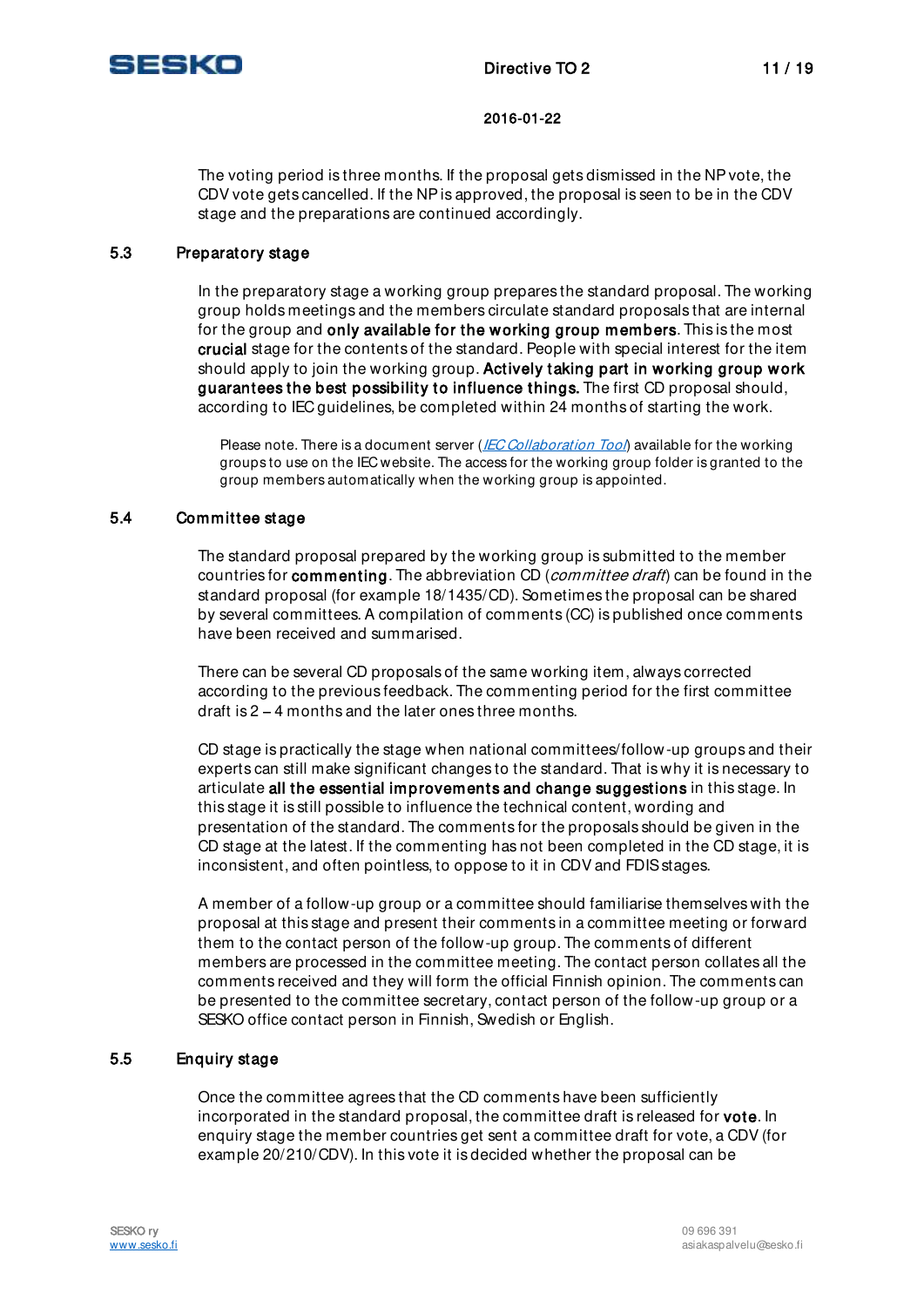The voting period is three months. If the proposal gets dismissed in the NP vote, the CDV vote gets cancelled. If the NP is approved, the proposal is seen to be in the CDV stage and the preparations are continued accordingly.

## 5.3 Preparatory stage

In the preparatory stage a working group prepares the standard proposal. The working group holds meetings and the members circulate standard proposals that are internal for the group and **only available for the working group members**. This is the most **crucial** stage for the contents of the standard. People with special interest for the item should apply to join the working group. **Actively taking part in working group work guarantees the best possibility to influence things.** The first CD proposal should, according to IEC guidelines, be completed within 24 months of starting the work.

Please note. There is a document server (*IEC Collaboration Tool*) available for the working groups to use on the IEC website. The access for the working group folder is granted to the group members automatically when the working group is appointed.

## 5.4 Committee stage

The standard proposal prepared by the working group is submitted to the member countries for **commenting**. The abbreviation CD (*committee draft*) can be found in the standard proposal (for example 18/1435/CD). Sometimes the proposal can be shared by several committees. A compilation of comments (CC) is published once comments have been received and summarised.

There can be several CD proposals of the same working item, always corrected according to the previous feedback. The commenting period for the first committee draft is 2 – 4 months and the later ones three months.

CD stage is practically the stage when national committees/follow-up groups and their experts can still make significant changes to the standard. That is why it is necessary to articulate **all the essential improvements and change suggestions** in this stage. In this stage it is still possible to influence the technical content, wording and presentation of the standard. The comments for the proposals should be given in the CD stage at the latest. If the commenting has not been completed in the CD stage, it is inconsistent, and often pointless, to oppose to it in CDV and FDIS stages.

A member of a follow-up group or a committee should familiarise themselves with the proposal at this stage and present their comments in a committee meeting or forward them to the contact person of the follow-up group. The comments of different members are processed in the committee meeting. The contact person collates all the comments received and they will form the official Finnish opinion. The comments can be presented to the committee secretary, contact person of the follow-up group or a SESKO office contact person in Finnish, Swedish or English.

## 5.5 Enquiry stage

Once the committee agrees that the CD comments have been sufficiently incorporated in the standard proposal, the committee draft is released for **vote**. In enquiry stage the member countries get sent a committee draft for vote, a CDV (for example 20/210/CDV). In this vote it is decided whether the proposal can be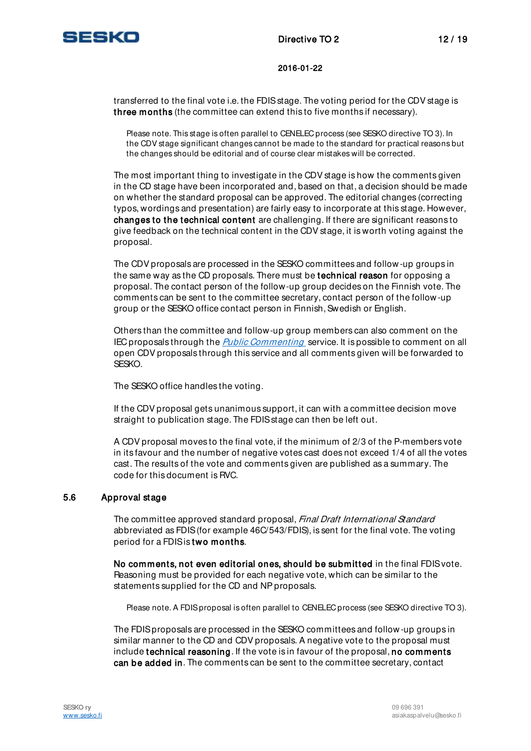transferred to the final vote i.e. the FDIS stage. The voting period for the CDV stage is **three months** (the committee can extend this to five months if necessary).

> Please note. This stage is often parallel to CENELEC process (see SESKO directive TO 3). In the CDV stage significant changes cannot be made to the standard for practical reasons but the changes should be editorial and of course clear mistakes will be corrected.

The most important thing to investigate in the CDV stage is how the comments given in the CD stage have been incorporated and, based on that, a decision should be made on whether the standard proposal can be approved. The editorial changes (correcting typos, wordings and presentation) are fairly easy to incorporate at this stage. However, **changes to the technical content** are challenging. If there are significant reasons to give feedback on the technical content in the CDV stage, it is worth voting against the proposal.

The CDV proposals are processed in the SESKO committees and follow-up groups in the same way as the CD proposals. There must be **technical reason** for opposing a proposal. The contact person of the follow-up group decides on the Finnish vote. The comments can be sent to the committee secretary, contact person of the follow-up group or the SESKO office contact person in Finnish, Swedish or English.

Others than the committee and follow-up group members can also comment on the IEC proposals through the *Public Commenting* service. It is possible to comment on all open CDV proposals through this service and all comments given will be forwarded to SESKO.

The SESKO office handles the voting.

If the CDV proposal gets unanimous support, it can with a committee decision move straight to publication stage. The FDIS stage can then be left out.

A CDV proposal moves to the final vote, if the minimum of 2/3 of the P-members vote in its favour and the number of negative votes cast does not exceed 1/4 of all the votes cast. The results of the vote and comments given are published as a summary. The code for this document is RVC.

## 5.6 Approval stage

The committee approved standard proposal, *Final Draft International Standard* abbreviated as FDIS (for example 46C/543/FDIS), is sent for the final vote. The voting period for a FDIS is **two months**.

**No comments, not even editorial ones, should be submitted** in the final FDIS vote. Reasoning must be provided for each negative vote, which can be similar to the statements supplied for the CD and NP proposals.

> Please note. A FDIS proposal is often parallel to CENELEC process (see SESKO directive TO 3).

The FDIS proposals are processed in the SESKO committees and follow-up groups in similar manner to the CD and CDV proposals. A negative vote to the proposal must include **technical reasoning**. If the vote is in favour of the proposal, **no comments can be added in**. The comments can be sent to the committee secretary, contact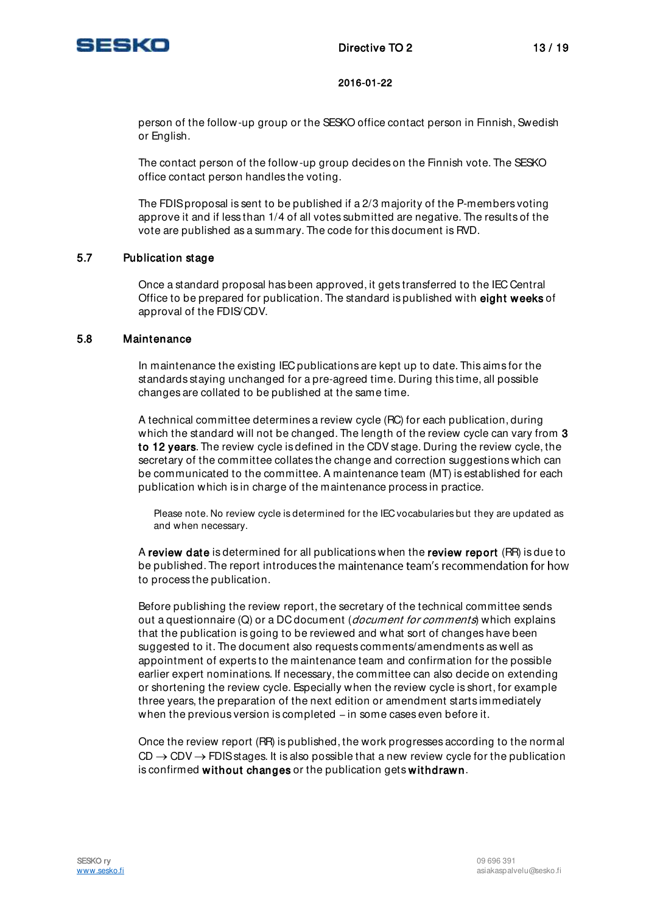person of the follow-up group or the SESKO office contact person in Finnish, Swedish or English.

The contact person of the follow-up group decides on the Finnish vote. The SESKO office contact person handles the voting.

The FDIS proposal is sent to be published if a 2/3 majority of the P-members voting approve it and if less than 1/4 of all votes submitted are negative. The results of the vote are published as a summary. The code for this document is RVD.

## 5.7 Publication stage

Once a standard proposal has been approved, it gets transferred to the IEC Central Office to be prepared for publication. The standard is published with **eight weeks** of approval of the FDIS/CDV.

## 5.8 Maintenance

In maintenance the existing IEC publications are kept up to date. This aims for the standards staying unchanged for a pre-agreed time. During this time, all possible changes are collated to be published at the same time.

A technical committee determines a review cycle (RC) for each publication, during which the standard will not be changed. The length of the review cycle can vary from **3 to 12 years**. The review cycle is defined in the CDV stage. During the review cycle, the secretary of the committee collates the change and correction suggestions which can be communicated to the committee. A maintenance team (MT) is established for each publication which is in charge of the maintenance process in practice.

> Please note. No review cycle is determined for the IEC vocabularies but they are updated as and when necessary.

A **review date** is determined for all publications when the **review report** (RR) is due to be published. The report introduces the maintenance team's recommendation for how to process the publication.

Before publishing the review report, the secretary of the technical committee sends out a questionnaire (Q) or a DC document (*document for comments*) which explains that the publication is going to be reviewed and what sort of changes have been suggested to it. The document also requests comments/amendments as well as appointment of experts to the maintenance team and confirmation for the possible earlier expert nominations. If necessary, the committee can also decide on extending or shortening the review cycle. Especially when the review cycle is short, for example three years, the preparation of the next edition or amendment starts immediately when the previous version is completed – in some cases even before it.

Once the review report (RR) is published, the work progresses according to the normal CD → CDV → FDIS stages. It is also possible that a new review cycle for the publication is confirmed **without changes** or the publication gets **withdrawn**.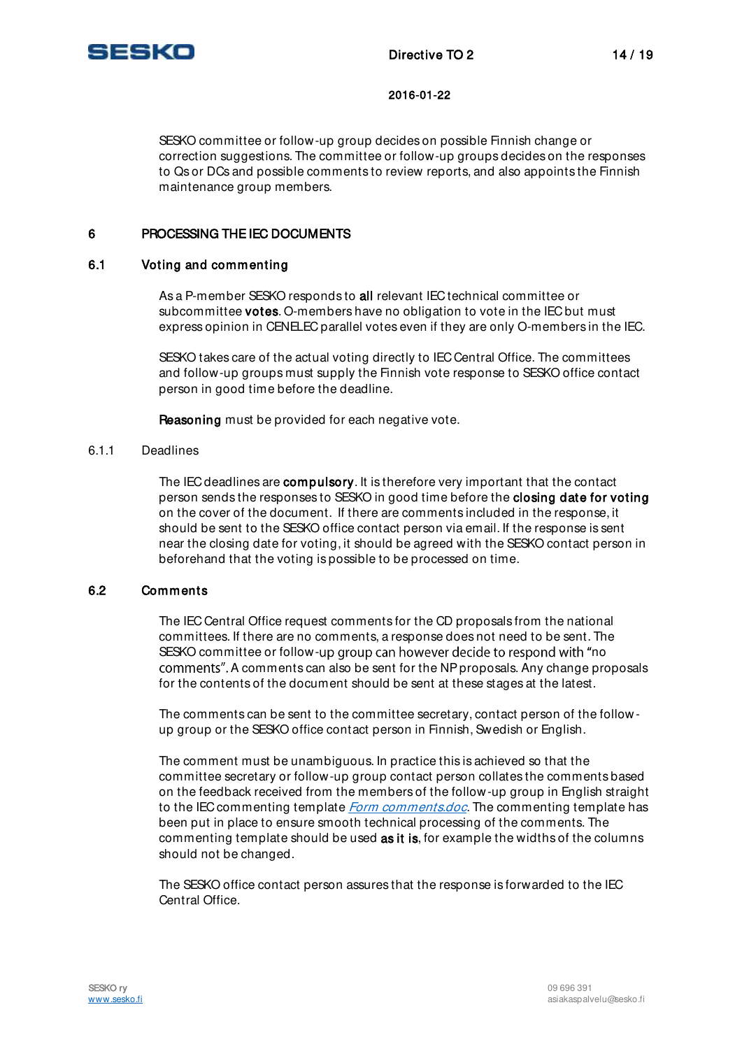SESKO committee or follow-up group decides on possible Finnish change or correction suggestions. The committee or follow-up groups decides on the responses to Qs or DCs and possible comments to review reports, and also appoints the Finnish maintenance group members.

# 6 PROCESSING THE IEC DOCUMENTS

## 6.1 Voting and commenting

As a P-member SESKO responds to **all** relevant IEC technical committee or subcommittee **votes**. O-members have no obligation to vote in the IEC but must express opinion in CENELEC parallel votes even if they are only O-members in the IEC.

SESKO takes care of the actual voting directly to IEC Central Office. The committees and follow-up groups must supply the Finnish vote response to SESKO office contact person in good time before the deadline.

**Reasoning** must be provided for each negative vote.

### 6.1.1 Deadlines

The IEC deadlines are **compulsory**. It is therefore very important that the contact person sends the responses to SESKO in good time before the **closing date for voting** on the cover of the document. If there are comments included in the response, it should be sent to the SESKO office contact person via email. If the response is sent near the closing date for voting, it should be agreed with the SESKO contact person in beforehand that the voting is possible to be processed on time.

## 6.2 Comments

The IEC Central Office request comments for the CD proposals from the national committees. If there are no comments, a response does not need to be sent. The SESKO committee or follow-up group can however decide to respond with "no comments". A comments can also be sent for the NP proposals. Any change proposals for the contents of the document should be sent at these stages at the latest.

The comments can be sent to the committee secretary, contact person of the follow-up group or the SESKO office contact person in Finnish, Swedish or English.

The comment must be unambiguous. In practice this is achieved so that the committee secretary or follow-up group contact person collates the comments based on the feedback received from the members of the follow-up group in English straight to the IEC commenting template *Form comments.doc*. The commenting template has been put in place to ensure smooth technical processing of the comments. The commenting template should be used **as it is**, for example the widths of the columns should not be changed.

The SESKO office contact person assures that the response is forwarded to the IEC Central Office.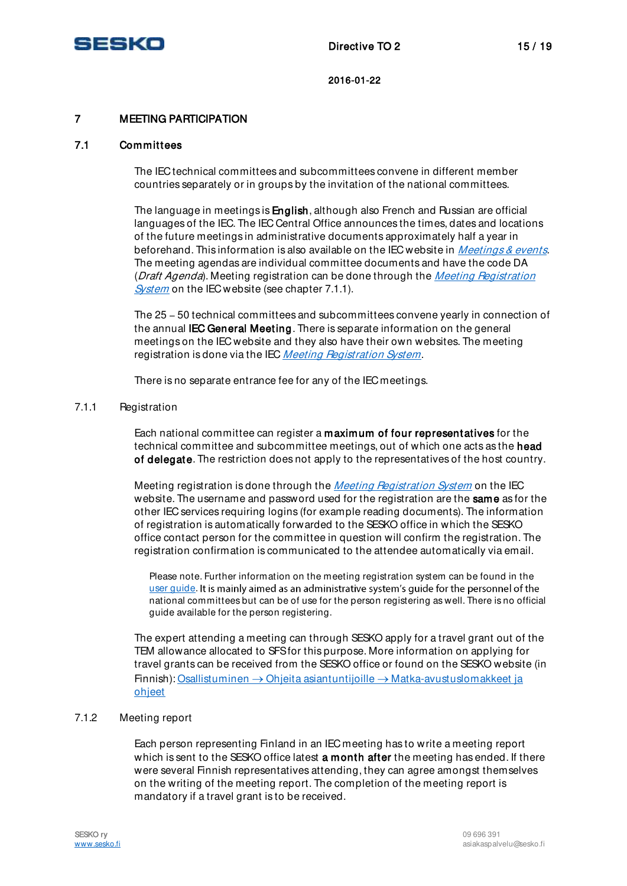# 7 MEETING PARTICIPATION

## 7.1 Committees

The IEC technical committees and subcommittees convene in different member countries separately or in groups by the invitation of the national committees.

The language in meetings is **English**, although also French and Russian are official languages of the IEC. The IEC Central Office announces the times, dates and locations of the future meetings in administrative documents approximately half a year in beforehand. This information is also available on the IEC website in *Meetings & events*. The meeting agendas are individual committee documents and have the code DA (*Draft Agenda*). Meeting registration can be done through the *Meeting Registration System* on the IEC website (see chapter 7.1.1).

The 25 – 50 technical committees and subcommittees convene yearly in connection of the annual **IEC General Meeting**. There is separate information on the general meetings on the IEC website and they also have their own websites. The meeting registration is done via the IEC *Meeting Registration System*.

There is no separate entrance fee for any of the IEC meetings.

### 7.1.1 Registration

Each national committee can register a **maximum of four representatives** for the technical committee and subcommittee meetings, out of which one acts as the **head of delegate**. The restriction does not apply to the representatives of the host country.

Meeting registration is done through the *Meeting Registration System* on the IEC website. The username and password used for the registration are the **same** as for the other IEC services requiring logins (for example reading documents). The information of registration is automatically forwarded to the SESKO office in which the SESKO office contact person for the committee in question will confirm the registration. The registration confirmation is communicated to the attendee automatically via email.

> Please note. Further information on the meeting registration system can be found in the user guide. It is mainly aimed as an administrative system's guide for the personnel of the national committees but can be of use for the person registering as well. There is no official guide available for the person registering.

The expert attending a meeting can through SESKO apply for a travel grant out of the TEM allowance allocated to SFS for this purpose. More information on applying for travel grants can be received from the SESKO office or found on the SESKO website (in Finnish): Osallistuminen → Ohjeita asiantuntijoille → Matka-avustuslomakkeet ja ohjeet

### 7.1.2 Meeting report

Each person representing Finland in an IEC meeting has to write a meeting report which is sent to the SESKO office latest **a month after** the meeting has ended. If there were several Finnish representatives attending, they can agree amongst themselves on the writing of the meeting report. The completion of the meeting report is mandatory if a travel grant is to be received.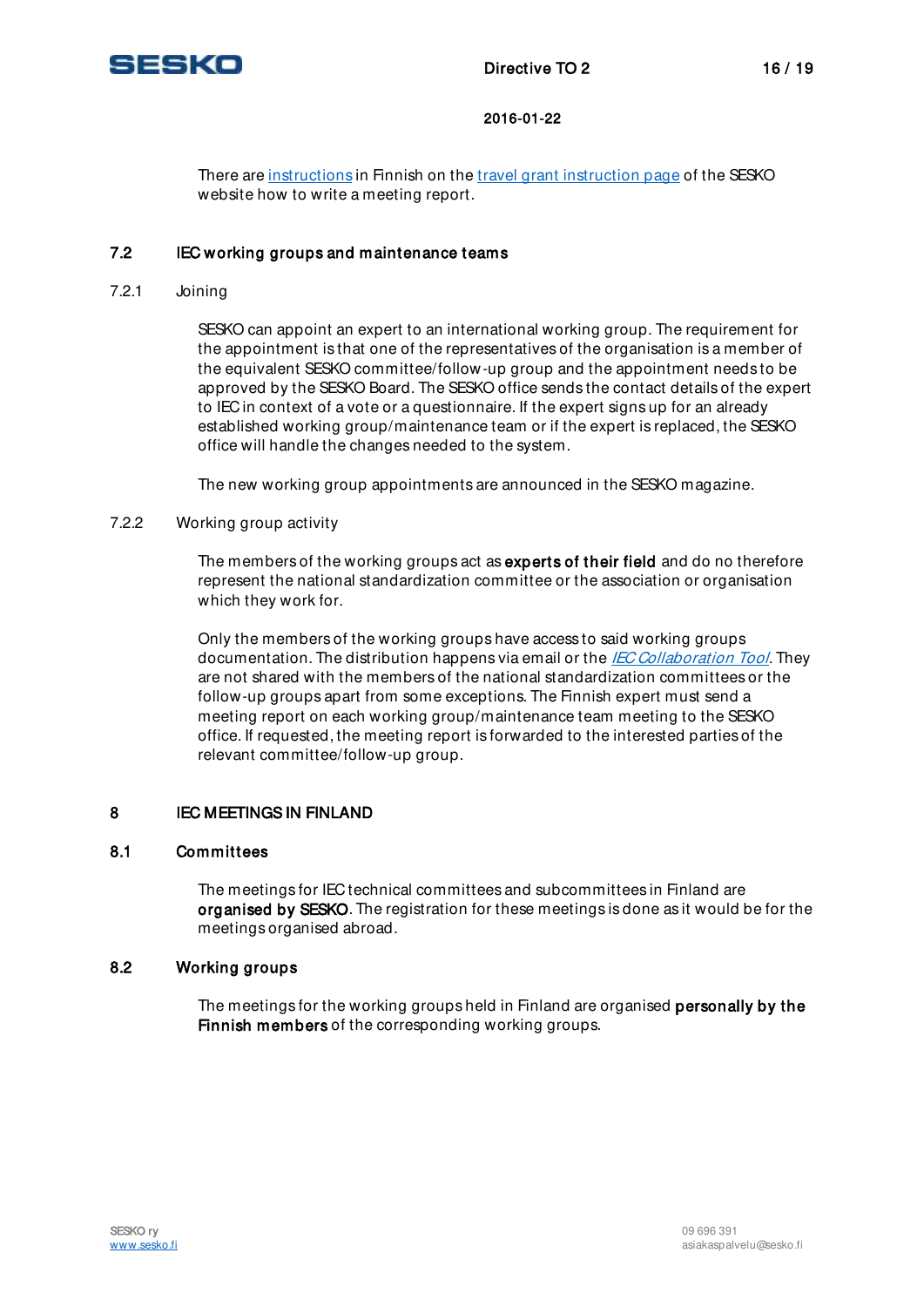There are instructions in Finnish on the travel grant instruction page of the SESKO website how to write a meeting report.

## 7.2 IEC working groups and maintenance teams

### 7.2.1 Joining

SESKO can appoint an expert to an international working group. The requirement for the appointment is that one of the representatives of the organisation is a member of the equivalent SESKO committee/follow-up group and the appointment needs to be approved by the SESKO Board. The SESKO office sends the contact details of the expert to IEC in context of a vote or a questionnaire. If the expert signs up for an already established working group/maintenance team or if the expert is replaced, the SESKO office will handle the changes needed to the system.

The new working group appointments are announced in the SESKO magazine.

### 7.2.2 Working group activity

The members of the working groups act as **experts of their field** and do no therefore represent the national standardization committee or the association or organisation which they work for.

Only the members of the working groups have access to said working groups documentation. The distribution happens via email or the *IEC Collaboration Tool*. They are not shared with the members of the national standardization committees or the follow-up groups apart from some exceptions. The Finnish expert must send a meeting report on each working group/maintenance team meeting to the SESKO office. If requested, the meeting report is forwarded to the interested parties of the relevant committee/follow-up group.

# 8 IEC MEETINGS IN FINLAND

## 8.1 Committees

The meetings for IEC technical committees and subcommittees in Finland are **organised by SESKO**. The registration for these meetings is done as it would be for the meetings organised abroad.

## 8.2 Working groups

The meetings for the working groups held in Finland are organised **personally by the Finnish members** of the corresponding working groups.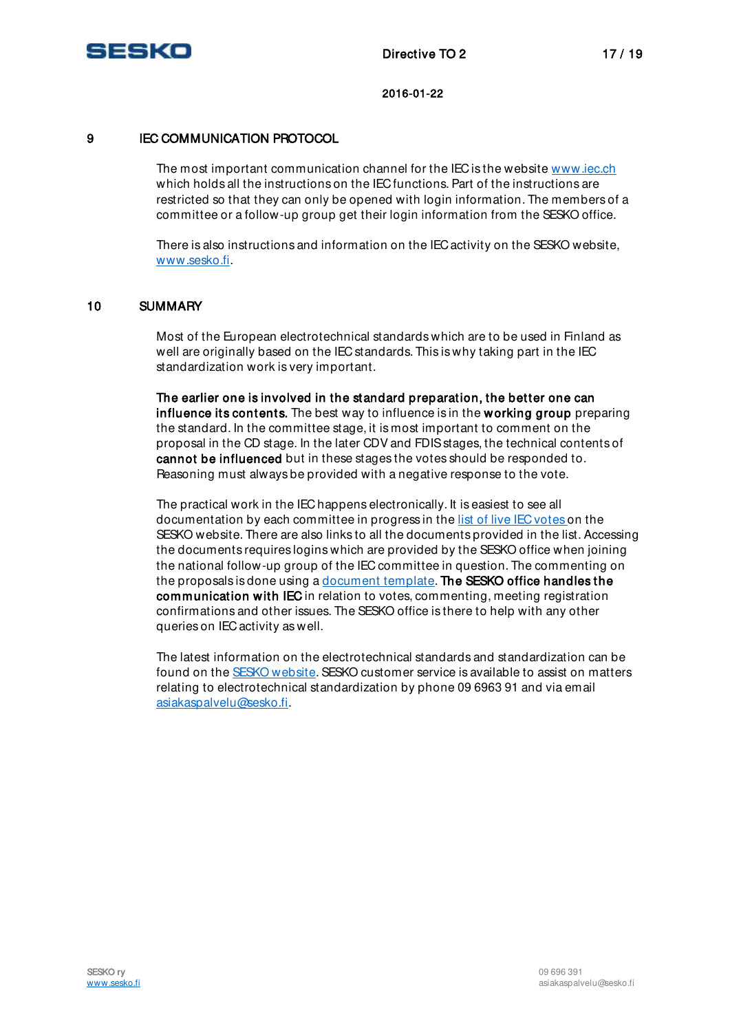## 9 IEC COMMUNICATION PROTOCOL

The most important communication channel for the IEC is the website [www.iec.ch](http://www.iec.ch) which holds all the instructions on the IEC functions. Part of the instructions are restricted so that they can only be opened with login information. The members of a committee or a follow-up group get their login information from the SESKO office.

There is also instructions and information on the IEC activity on the SESKO website, [www.sesko.fi](http://www.sesko.fi).

## 10 SUMMARY

Most of the European electrotechnical standards which are to be used in Finland as well are originally based on the IEC standards. This is why taking part in the IEC standardization work is very important.

**The earlier one is involved in the standard preparation, the better one can influence its contents.** The best way to influence is in the **working group** preparing the standard. In the committee stage, it is most important to comment on the proposal in the CD stage. In the later CDV and FDIS stages, the technical contents of **cannot be influenced** but in these stages the votes should be responded to. Reasoning must always be provided with a negative response to the vote.

The practical work in the IEC happens electronically. It is easiest to see all documentation by each committee in progress in the list of live IEC votes on the SESKO website. There are also links to all the documents provided in the list. Accessing the documents requires logins which are provided by the SESKO office when joining the national follow-up group of the IEC committee in question. The commenting on the proposals is done using a document template. **The SESKO office handles the communication with IEC** in relation to votes, commenting, meeting registration confirmations and other issues. The SESKO office is there to help with any other queries on IEC activity as well.

The latest information on the electrotechnical standards and standardization can be found on the SESKO website. SESKO customer service is available to assist on matters relating to electrotechnical standardization by phone 09 6963 91 and via email [asiakaspalvelu@sesko.fi](mailto:asiakaspalvelu@sesko.fi).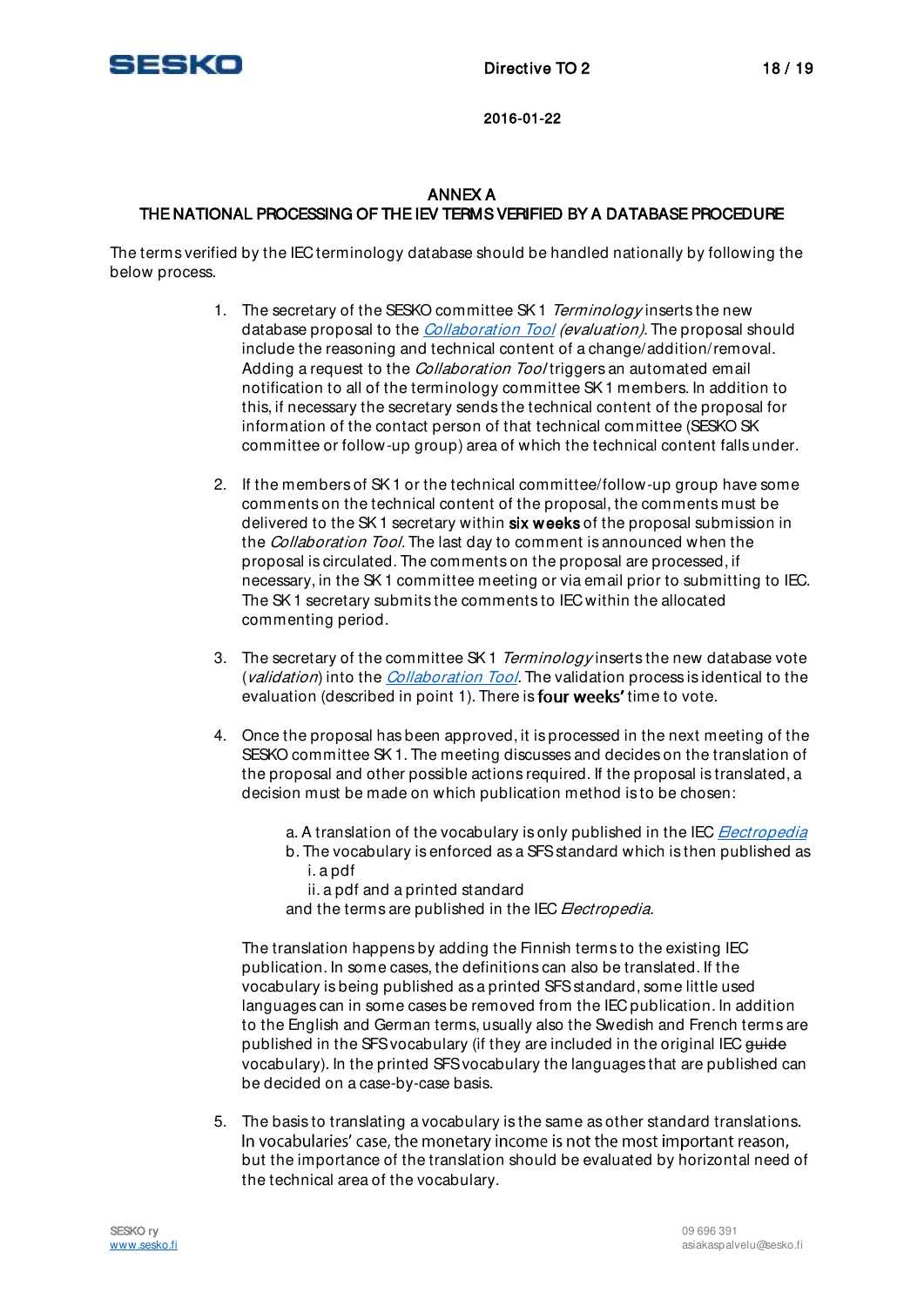# ANNEX A
## THE NATIONAL PROCESSING OF THE IEV TERMS VERIFIED BY A DATABASE PROCEDURE

The terms verified by the IEC terminology database should be handled nationally by following the below process.

1. The secretary of the SESKO committee SK 1 *Terminology* inserts the new database proposal to the *Collaboration Tool (evaluation)*. The proposal should include the reasoning and technical content of a change/addition/removal. Adding a request to the *Collaboration Tool* triggers an automated email notification to all of the terminology committee SK 1 members. In addition to this, if necessary the secretary sends the technical content of the proposal for information of the contact person of that technical committee (SESKO SK committee or follow-up group) area of which the technical content falls under.

2. If the members of SK 1 or the technical committee/follow-up group have some comments on the technical content of the proposal, the comments must be delivered to the SK 1 secretary within **six weeks** of the proposal submission in the *Collaboration Tool*. The last day to comment is announced when the proposal is circulated. The comments on the proposal are processed, if necessary, in the SK 1 committee meeting or via email prior to submitting to IEC. The SK 1 secretary submits the comments to IEC within the allocated commenting period.

3. The secretary of the committee SK 1 *Terminology* inserts the new database vote (*validation*) into the *Collaboration Tool*. The validation process is identical to the evaluation (described in point 1). There is **four weeks'** time to vote.

4. Once the proposal has been approved, it is processed in the next meeting of the SESKO committee SK 1. The meeting discusses and decides on the translation of the proposal and other possible actions required. If the proposal is translated, a decision must be made on which publication method is to be chosen:

   a. A translation of the vocabulary is only published in the IEC *Electropedia*
   b. The vocabulary is enforced as a SFS standard which is then published as
      i. a pdf
      ii. a pdf and a printed standard
   and the terms are published in the IEC *Electropedia.*

   The translation happens by adding the Finnish terms to the existing IEC publication. In some cases, the definitions can also be translated. If the vocabulary is being published as a printed SFS standard, some little used languages can in some cases be removed from the IEC publication. In addition to the English and German terms, usually also the Swedish and French terms are published in the SFS vocabulary (if they are included in the original IEC ~~guide~~ vocabulary). In the printed SFS vocabulary the languages that are published can be decided on a case-by-case basis.

5. The basis to translating a vocabulary is the same as other standard translations. In vocabularies' case, the monetary income is not the most important reason, but the importance of the translation should be evaluated by horizontal need of the technical area of the vocabulary.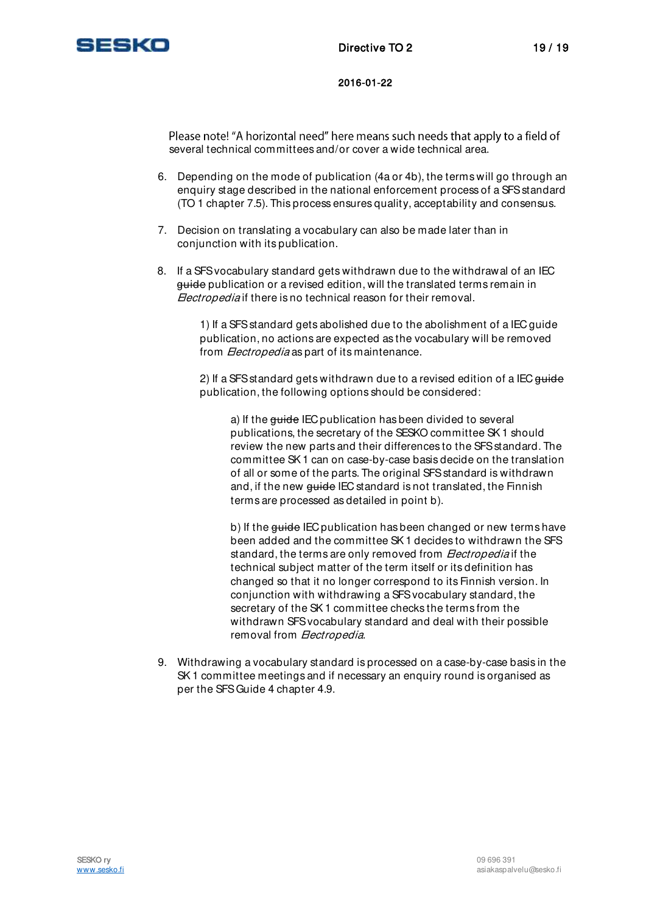Please note! "A horizontal need" here means such needs that apply to a field of several technical committees and/or cover a wide technical area.

6. Depending on the mode of publication (4a or 4b), the terms will go through an enquiry stage described in the national enforcement process of a SFS standard (TO 1 chapter 7.5). This process ensures quality, acceptability and consensus.

7. Decision on translating a vocabulary can also be made later than in conjunction with its publication.

8. If a SFS vocabulary standard gets withdrawn due to the withdrawal of an IEC ~~guide~~ publication or a revised edition, will the translated terms remain in *Electropedia* if there is no technical reason for their removal.

   1) If a SFS standard gets abolished due to the abolishment of a IEC guide publication, no actions are expected as the vocabulary will be removed from *Electropedia* as part of its maintenance.

   2) If a SFS standard gets withdrawn due to a revised edition of a IEC ~~guide~~ publication, the following options should be considered:

      a) If the ~~guide~~ IEC publication has been divided to several publications, the secretary of the SESKO committee SK 1 should review the new parts and their differences to the SFS standard. The committee SK 1 can on case-by-case basis decide on the translation of all or some of the parts. The original SFS standard is withdrawn and, if the new ~~guide~~ IEC standard is not translated, the Finnish terms are processed as detailed in point b).

      b) If the ~~guide~~ IEC publication has been changed or new terms have been added and the committee SK 1 decides to withdrawn the SFS standard, the terms are only removed from *Electropedia* if the technical subject matter of the term itself or its definition has changed so that it no longer correspond to its Finnish version. In conjunction with withdrawing a SFS vocabulary standard, the secretary of the SK 1 committee checks the terms from the withdrawn SFS vocabulary standard and deal with their possible removal from *Electropedia*.

9. Withdrawing a vocabulary standard is processed on a case-by-case basis in the SK 1 committee meetings and if necessary an enquiry round is organised as per the SFS Guide 4 chapter 4.9.